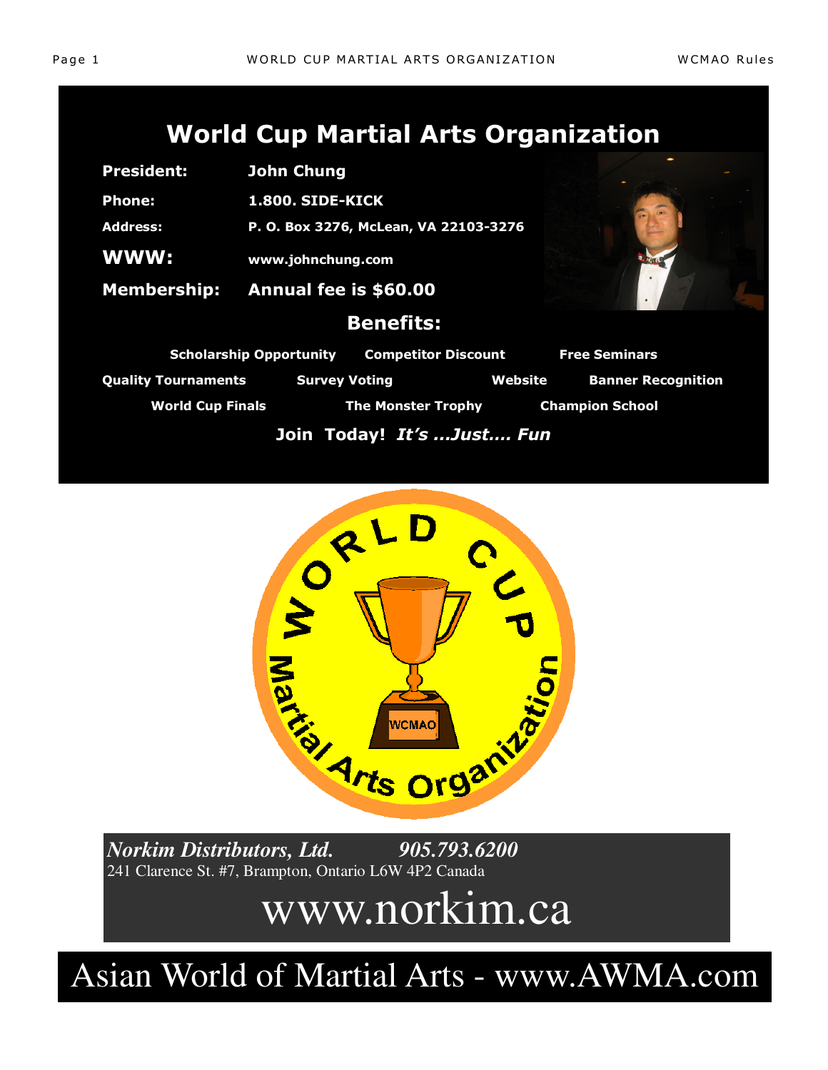# World Cup Martial Arts Organization

**President:** John Chung

**Phone:** 1.800. SIDE-KICK

**Address:** P. O. Box 3276, McLean, VA 22103-3276

**WWW:** www.johnchung.com

**Membership:** Annual fee is $60.00

## Benefits:

**Scholarship Opportunity** **Competitor Discount** **Free Seminars**

**Quality Tournaments** **Survey Voting** **Website** **Banner Recognition**

**World Cup Finals** **The Monster Trophy** **Champion School**

**Join Today!** ***It's ...Just.... Fun***

***Norkim Distributors, Ltd.*** ***905.793.6200***

241 Clarence St. #7, Brampton, Ontario L6W 4P2 Canada

www.norkim.ca

Asian World of Martial Arts - www.AWMA.com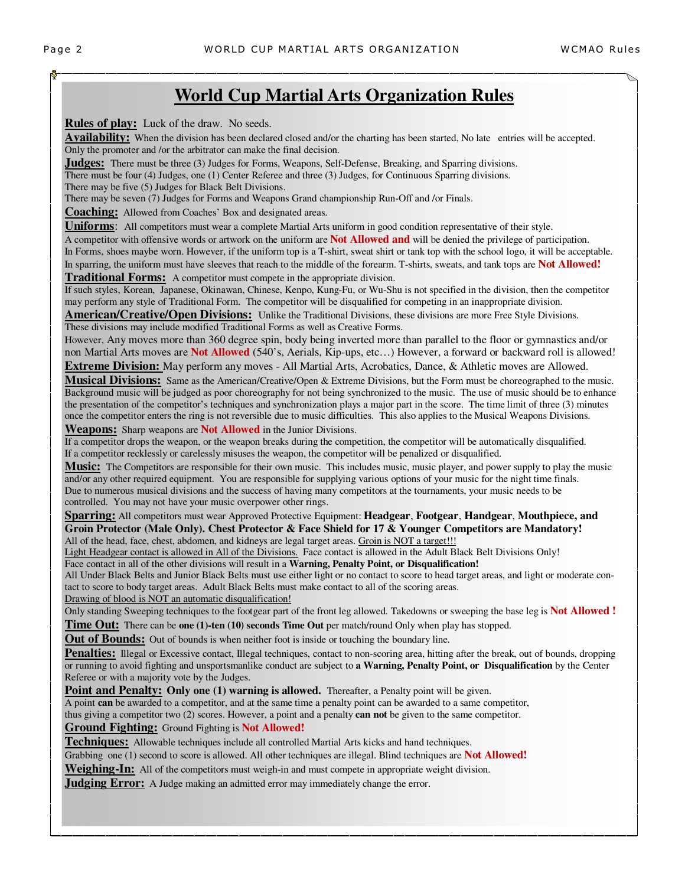# World Cup Martial Arts Organization Rules

**Rules of play:** Luck of the draw. No seeds.

**Availability:** When the division has been declared closed and/or the charting has been started, No late entries will be accepted. Only the promoter and /or the arbitrator can make the final decision.

**Judges:** There must be three (3) Judges for Forms, Weapons, Self-Defense, Breaking, and Sparring divisions.
There must be four (4) Judges, one (1) Center Referee and three (3) Judges, for Continuous Sparring divisions.
There may be five (5) Judges for Black Belt Divisions.
There may be seven (7) Judges for Forms and Weapons Grand championship Run-Off and /or Finals.

**Coaching:** Allowed from Coaches' Box and designated areas.

**Uniforms**: All competitors must wear a complete Martial Arts uniform in good condition representative of their style.
A competitor with offensive words or artwork on the uniform are **Not Allowed and** will be denied the privilege of participation.
In Forms, shoes maybe worn. However, if the uniform top is a T-shirt, sweat shirt or tank top with the school logo, it will be acceptable.
In sparring, the uniform must have sleeves that reach to the middle of the forearm. T-shirts, sweats, and tank tops are **Not Allowed!**

**Traditional Forms:** A competitor must compete in the appropriate division.
If such styles, Korean, Japanese, Okinawan, Chinese, Kenpo, Kung-Fu, or Wu-Shu is not specified in the division, then the competitor may perform any style of Traditional Form. The competitor will be disqualified for competing in an inappropriate division.

**American/Creative/Open Divisions:** Unlike the Traditional Divisions, these divisions are more Free Style Divisions.
These divisions may include modified Traditional Forms as well as Creative Forms.
However, Any moves more than 360 degree spin, body being inverted more than parallel to the floor or gymnastics and/or non Martial Arts moves are **Not Allowed** (540's, Aerials, Kip-ups, etc…) However, a forward or backward roll is allowed!

**Extreme Division:** May perform any moves - All Martial Arts, Acrobatics, Dance, & Athletic moves are Allowed.

**Musical Divisions:** Same as the American/Creative/Open & Extreme Divisions, but the Form must be choreographed to the music. Background music will be judged as poor choreography for not being synchronized to the music. The use of music should be to enhance the presentation of the competitor's techniques and synchronization plays a major part in the score. The time limit of three (3) minutes once the competitor enters the ring is not reversible due to music difficulties. This also applies to the Musical Weapons Divisions.

**Weapons:** Sharp weapons are **Not Allowed** in the Junior Divisions.
If a competitor drops the weapon, or the weapon breaks during the competition, the competitor will be automatically disqualified.
If a competitor recklessly or carelessly misuses the weapon, the competitor will be penalized or disqualified.

**Music:** The Competitors are responsible for their own music. This includes music, music player, and power supply to play the music and/or any other required equipment. You are responsible for supplying various options of your music for the night time finals.
Due to numerous musical divisions and the success of having many competitors at the tournaments, your music needs to be controlled. You may not have your music overpower other rings.

**Sparring:** All competitors must wear Approved Protective Equipment: **Headgear**, **Footgear**, **Handgear**, **Mouthpiece, and Groin Protector (Male Only). Chest Protector & Face Shield for 17 & Younger Competitors are Mandatory!**
All of the head, face, chest, abdomen, and kidneys are legal target areas. Groin is NOT a target!!!
Light Headgear contact is allowed in All of the Divisions. Face contact is allowed in the Adult Black Belt Divisions Only!
Face contact in all of the other divisions will result in a **Warning, Penalty Point, or Disqualification!**
All Under Black Belts and Junior Black Belts must use either light or no contact to score to head target areas, and light or moderate contact to score to body target areas. Adult Black Belts must make contact to all of the scoring areas.
Drawing of blood is NOT an automatic disqualification!
Only standing Sweeping techniques to the footgear part of the front leg allowed. Takedowns or sweeping the base leg is **Not Allowed !**

**Time Out:** There can be **one (1)-ten (10) seconds Time Out** per match/round Only when play has stopped.

**Out of Bounds:** Out of bounds is when neither foot is inside or touching the boundary line.

**Penalties:** Illegal or Excessive contact, Illegal techniques, contact to non-scoring area, hitting after the break, out of bounds, dropping or running to avoid fighting and unsportsmanlike conduct are subject to **a Warning, Penalty Point, or Disqualification** by the Center Referee or with a majority vote by the Judges.

**Point and Penalty: Only one (1) warning is allowed.** Thereafter, a Penalty point will be given.
A point **can** be awarded to a competitor, and at the same time a penalty point can be awarded to a same competitor, thus giving a competitor two (2) scores. However, a point and a penalty **can not** be given to the same competitor.

**Ground Fighting:** Ground Fighting is **Not Allowed!**

**Techniques:** Allowable techniques include all controlled Martial Arts kicks and hand techniques.
Grabbing one (1) second to score is allowed. All other techniques are illegal. Blind techniques are **Not Allowed!**

**Weighing-In:** All of the competitors must weigh-in and must compete in appropriate weight division.

**Judging Error:** A Judge making an admitted error may immediately change the error.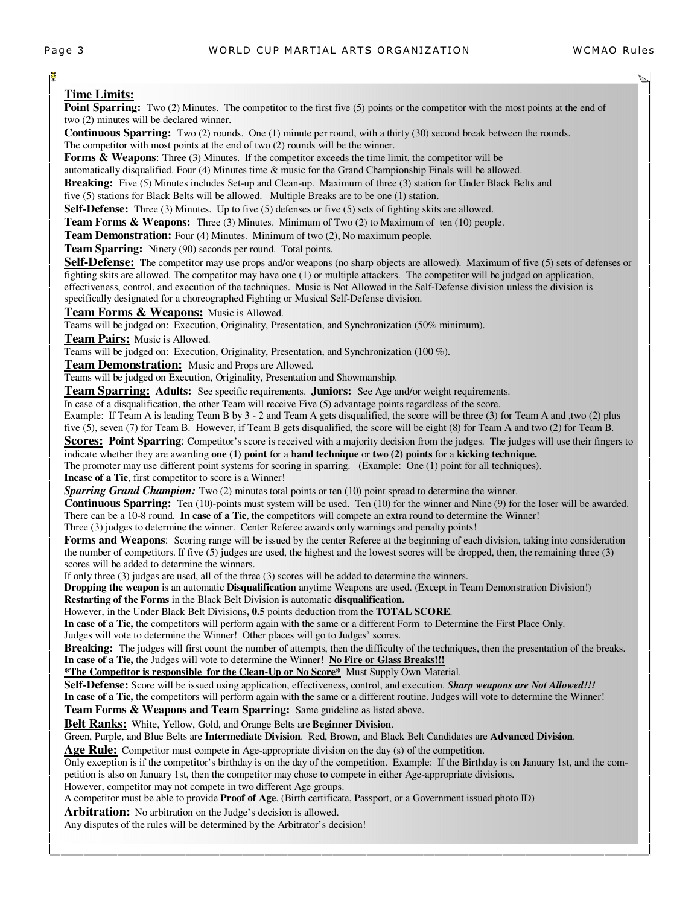## Time Limits:

**Point Sparring:** Two (2) Minutes. The competitor to the first five (5) points or the competitor with the most points at the end of two (2) minutes will be declared winner.

**Continuous Sparring:** Two (2) rounds. One (1) minute per round, with a thirty (30) second break between the rounds. The competitor with most points at the end of two (2) rounds will be the winner.

**Forms & Weapons**: Three (3) Minutes. If the competitor exceeds the time limit, the competitor will be automatically disqualified. Four (4) Minutes time & music for the Grand Championship Finals will be allowed.

**Breaking:** Five (5) Minutes includes Set-up and Clean-up. Maximum of three (3) station for Under Black Belts and five (5) stations for Black Belts will be allowed. Multiple Breaks are to be one (1) station.

**Self-Defense:** Three (3) Minutes. Up to five (5) defenses or five (5) sets of fighting skits are allowed.

**Team Forms & Weapons:** Three (3) Minutes. Minimum of Two (2) to Maximum of ten (10) people.

**Team Demonstration:** Four (4) Minutes. Minimum of two (2), No maximum people.

**Team Sparring:** Ninety (90) seconds per round. Total points.

## Self-Defense:

The competitor may use props and/or weapons (no sharp objects are allowed). Maximum of five (5) sets of defenses or fighting skits are allowed. The competitor may have one (1) or multiple attackers. The competitor will be judged on application, effectiveness, control, and execution of the techniques. Music is Not Allowed in the Self-Defense division unless the division is specifically designated for a choreographed Fighting or Musical Self-Defense division.

## Team Forms & Weapons:

Music is Allowed.
Teams will be judged on: Execution, Originality, Presentation, and Synchronization (50% minimum).

## Team Pairs:

Music is Allowed.
Teams will be judged on: Execution, Originality, Presentation, and Synchronization (100 %).

## Team Demonstration:

Music and Props are Allowed.
Teams will be judged on Execution, Originality, Presentation and Showmanship.

## Team Sparring:

**Adults:** See specific requirements. **Juniors:** See Age and/or weight requirements.
In case of a disqualification, the other Team will receive Five (5) advantage points regardless of the score.
Example: If Team A is leading Team B by 3 - 2 and Team A gets disqualified, the score will be three (3) for Team A and ,two (2) plus five (5), seven (7) for Team B. However, if Team B gets disqualified, the score will be eight (8) for Team A and two (2) for Team B.

## Scores:

**Point Sparring**: Competitor's score is received with a majority decision from the judges. The judges will use their fingers to indicate whether they are awarding **one (1) point** for a **hand technique** or **two (2) points** for a **kicking technique.**
The promoter may use different point systems for scoring in sparring. (Example: One (1) point for all techniques).
**Incase of a Tie**, first competitor to score is a Winner!

***Sparring Grand Champion:*** Two (2) minutes total points or ten (10) point spread to determine the winner.

**Continuous Sparring:** Ten (10)-points must system will be used. Ten (10) for the winner and Nine (9) for the loser will be awarded. There can be a 10-8 round. **In case of a Tie**, the competitors will compete an extra round to determine the Winner!
Three (3) judges to determine the winner. Center Referee awards only warnings and penalty points!

**Forms and Weapons**: Scoring range will be issued by the center Referee at the beginning of each division, taking into consideration the number of competitors. If five (5) judges are used, the highest and the lowest scores will be dropped, then, the remaining three (3) scores will be added to determine the winners.
If only three (3) judges are used, all of the three (3) scores will be added to determine the winners.
**Dropping the weapon** is an automatic **Disqualification** anytime Weapons are used. (Except in Team Demonstration Division!)
**Restarting of the Forms** in the Black Belt Division is automatic **disqualification.**
However, in the Under Black Belt Divisions**, 0.5** points deduction from the **TOTAL SCORE**.
**In case of a Tie,** the competitors will perform again with the same or a different Form to Determine the First Place Only.
Judges will vote to determine the Winner! Other places will go to Judges' scores.

**Breaking:** The judges will first count the number of attempts, then the difficulty of the techniques, then the presentation of the breaks.
**In case of a Tie,** the Judges will vote to determine the Winner! **No Fire or Glass Breaks!!!**
**\*The Competitor is responsible for the Clean-Up or No Score\*** Must Supply Own Material.

**Self-Defense:** Score will be issued using application, effectiveness, control, and execution. ***Sharp weapons are Not Allowed!!!***
**In case of a Tie,** the competitors will perform again with the same or a different routine. Judges will vote to determine the Winner!

**Team Forms & Weapons and Team Sparring:** Same guideline as listed above.

## Belt Ranks:

White, Yellow, Gold, and Orange Belts are **Beginner Division**.
Green, Purple, and Blue Belts are **Intermediate Division**. Red, Brown, and Black Belt Candidates are **Advanced Division**.

## Age Rule:

Competitor must compete in Age-appropriate division on the day (s) of the competition.
Only exception is if the competitor's birthday is on the day of the competition. Example: If the Birthday is on January 1st, and the competition is also on January 1st, then the competitor may chose to compete in either Age-appropriate divisions.
However, competitor may not compete in two different Age groups.
A competitor must be able to provide **Proof of Age**. (Birth certificate, Passport, or a Government issued photo ID)

## Arbitration:

No arbitration on the Judge's decision is allowed.
Any disputes of the rules will be determined by the Arbitrator's decision!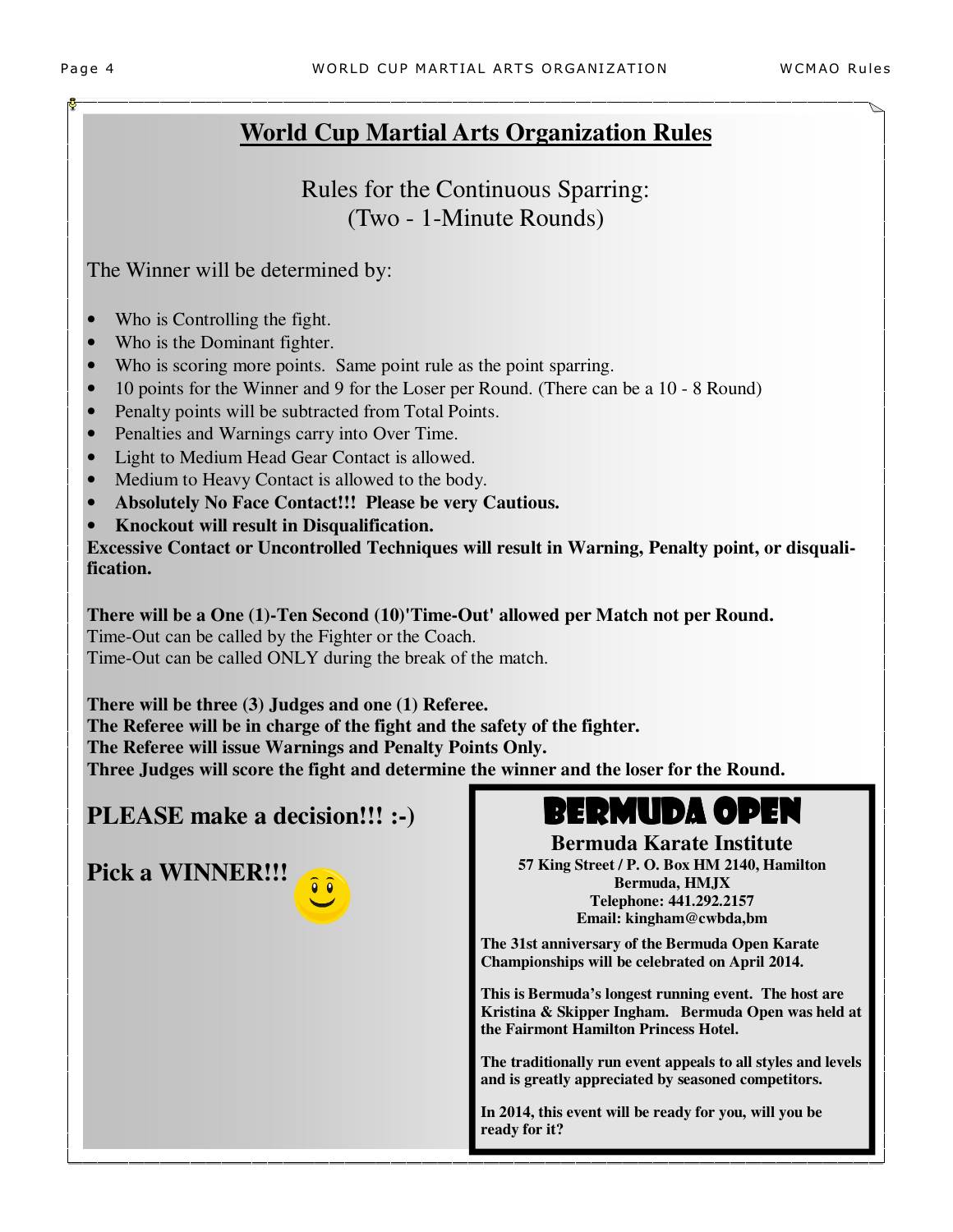# World Cup Martial Arts Organization Rules

## Rules for the Continuous Sparring: (Two - 1-Minute Rounds)

The Winner will be determined by:

- Who is Controlling the fight.
- Who is the Dominant fighter.
- Who is scoring more points. Same point rule as the point sparring.
- 10 points for the Winner and 9 for the Loser per Round. (There can be a 10 - 8 Round)
- Penalty points will be subtracted from Total Points.
- Penalties and Warnings carry into Over Time.
- Light to Medium Head Gear Contact is allowed.
- Medium to Heavy Contact is allowed to the body.
- **Absolutely No Face Contact!!! Please be very Cautious.**
- **Knockout will result in Disqualification.**

**Excessive Contact or Uncontrolled Techniques will result in Warning, Penalty point, or disqualification.**

**There will be a One (1)-Ten Second (10)'Time-Out' allowed per Match not per Round.**
Time-Out can be called by the Fighter or the Coach.
Time-Out can be called ONLY during the break of the match.

**There will be three (3) Judges and one (1) Referee.**
**The Referee will be in charge of the fight and the safety of the fighter.**
**The Referee will issue Warnings and Penalty Points Only.**
**Three Judges will score the fight and determine the winner and the loser for the Round.**

**PLEASE make a decision!!! :-)**

**Pick a WINNER!!!**

# BERMUDA OPEN

**Bermuda Karate Institute**
**57 King Street / P. O. Box HM 2140, Hamilton**
**Bermuda, HMJX**
**Telephone: 441.292.2157**
**Email: kingham@cwbda,bm**

**The 31st anniversary of the Bermuda Open Karate Championships will be celebrated on April 2014.**

**This is Bermuda's longest running event. The host are Kristina & Skipper Ingham. Bermuda Open was held at the Fairmont Hamilton Princess Hotel.**

**The traditionally run event appeals to all styles and levels and is greatly appreciated by seasoned competitors.**

**In 2014, this event will be ready for you, will you be ready for it?**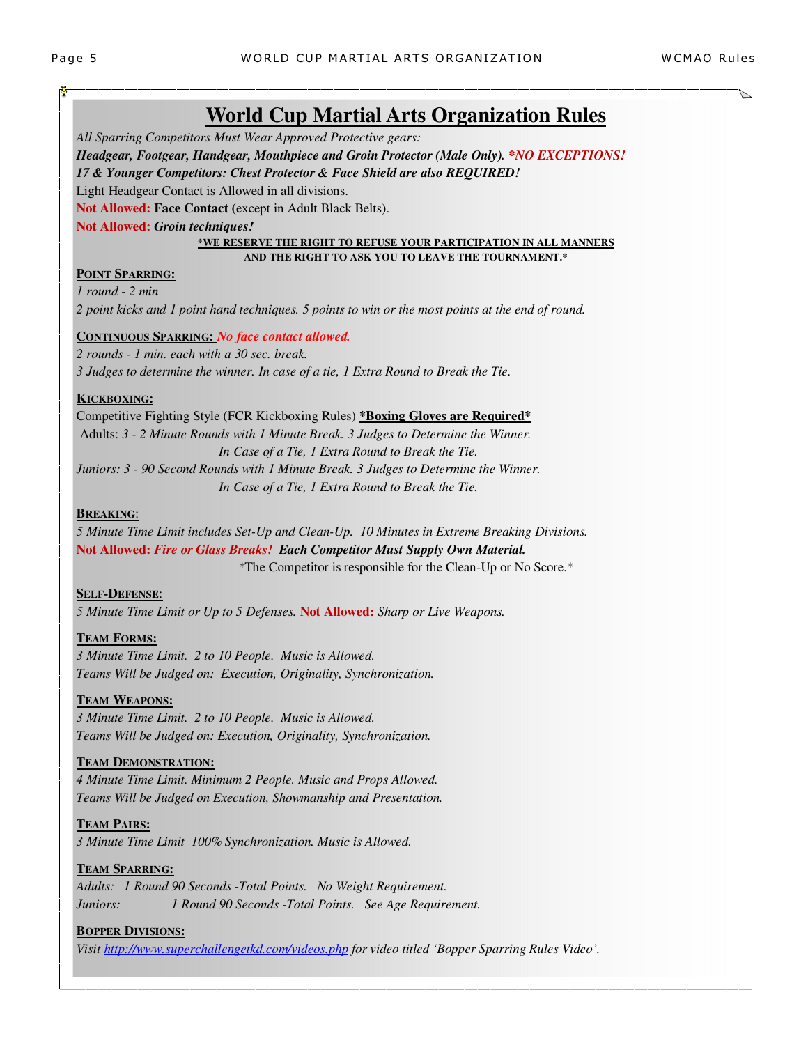# World Cup Martial Arts Organization Rules

*All Sparring Competitors Must Wear Approved Protective gears:*

***Headgear, Footgear, Handgear, Mouthpiece and Groin Protector (Male Only). *NO EXCEPTIONS!***

***17 & Younger Competitors: Chest Protector & Face Shield are also REQUIRED!***

Light Headgear Contact is Allowed in all divisions.

**Not Allowed:** **Face Contact** (except in Adult Black Belts).

**Not Allowed:** ***Groin techniques!***

***WE RESERVE THE RIGHT TO REFUSE YOUR PARTICIPATION IN ALL MANNERS AND THE RIGHT TO ASK YOU TO LEAVE THE TOURNAMENT.***

**POINT SPARRING:**

*1 round - 2 min*

*2 point kicks and 1 point hand techniques. 5 points to win or the most points at the end of round.*

**CONTINUOUS SPARRING:** *No face contact allowed.*

*2 rounds - 1 min. each with a 30 sec. break.*

*3 Judges to determine the winner. In case of a tie, 1 Extra Round to Break the Tie.*

**KICKBOXING:**

Competitive Fighting Style (FCR Kickboxing Rules) ***Boxing Gloves are Required***

Adults: *3 - 2 Minute Rounds with 1 Minute Break. 3 Judges to Determine the Winner. In Case of a Tie, 1 Extra Round to Break the Tie.*

*Juniors: 3 - 90 Second Rounds with 1 Minute Break. 3 Judges to Determine the Winner. In Case of a Tie, 1 Extra Round to Break the Tie.*

**BREAKING:**

*5 Minute Time Limit includes Set-Up and Clean-Up. 10 Minutes in Extreme Breaking Divisions.*

**Not Allowed:** *Fire or Glass Breaks!* ***Each Competitor Must Supply Own Material.***

*The Competitor is responsible for the Clean-Up or No Score.*

**SELF-DEFENSE:**

*5 Minute Time Limit or Up to 5 Defenses.* **Not Allowed:** *Sharp or Live Weapons.*

**TEAM FORMS:**

*3 Minute Time Limit. 2 to 10 People. Music is Allowed.*

*Teams Will be Judged on: Execution, Originality, Synchronization.*

**TEAM WEAPONS:**

*3 Minute Time Limit. 2 to 10 People. Music is Allowed.*

*Teams Will be Judged on: Execution, Originality, Synchronization.*

**TEAM DEMONSTRATION:**

*4 Minute Time Limit. Minimum 2 People. Music and Props Allowed.*

*Teams Will be Judged on Execution, Showmanship and Presentation.*

**TEAM PAIRS:**

*3 Minute Time Limit 100% Synchronization. Music is Allowed.*

**TEAM SPARRING:**

*Adults: 1 Round 90 Seconds -Total Points. No Weight Requirement.*

*Juniors: 1 Round 90 Seconds -Total Points. See Age Requirement.*

**BOPPER DIVISIONS:**

*Visit [http://www.superchallengetkd.com/videos.php](http://www.superchallengetkd.com/videos.php) for video titled 'Bopper Sparring Rules Video'.*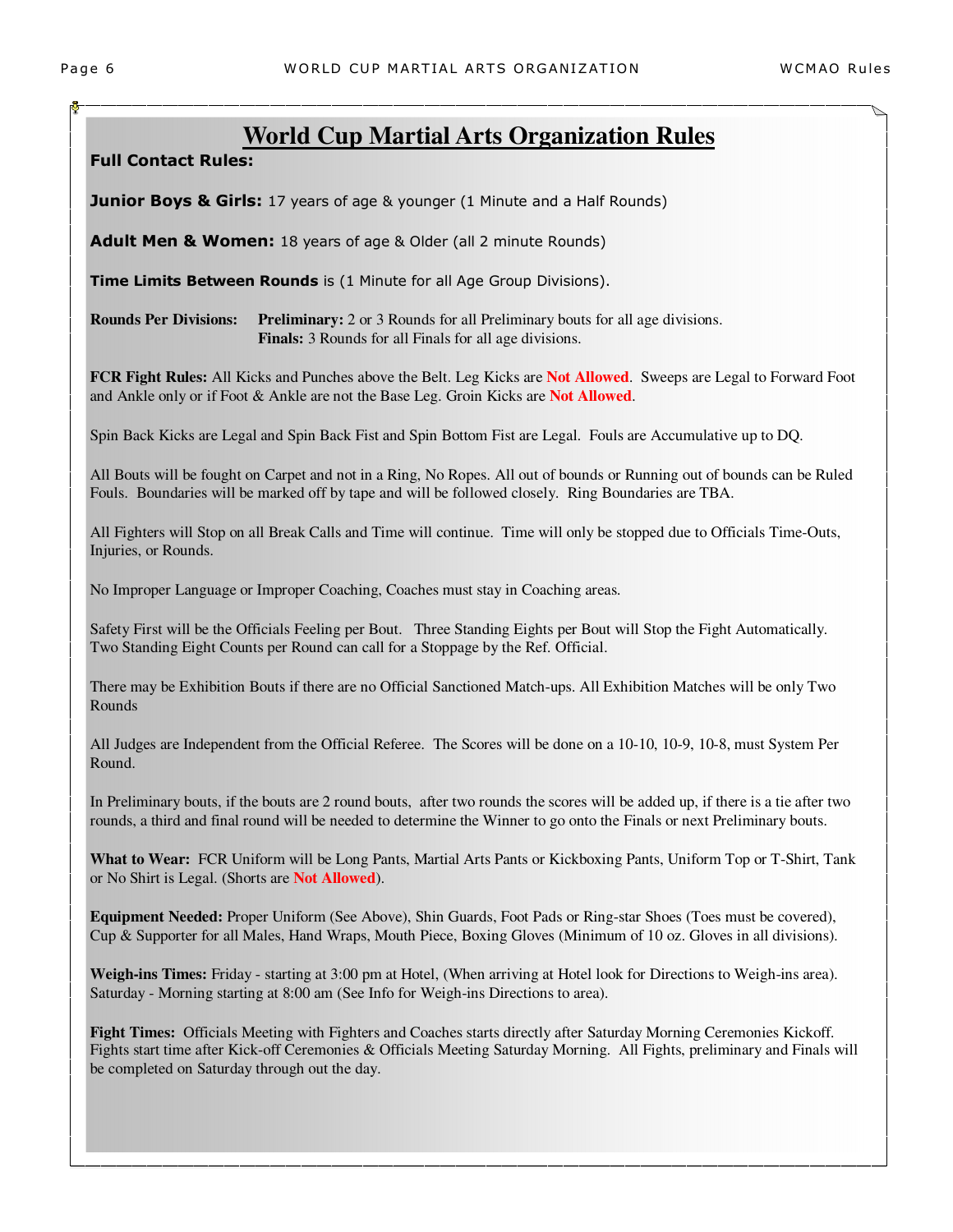# World Cup Martial Arts Organization Rules

**Full Contact Rules:**

**Junior Boys & Girls:** 17 years of age & younger (1 Minute and a Half Rounds)

**Adult Men & Women:** 18 years of age & Older (all 2 minute Rounds)

**Time Limits Between Rounds** is (1 Minute for all Age Group Divisions).

**Rounds Per Divisions:** **Preliminary:** 2 or 3 Rounds for all Preliminary bouts for all age divisions.
**Finals:** 3 Rounds for all Finals for all age divisions.

**FCR Fight Rules:** All Kicks and Punches above the Belt. Leg Kicks are **Not Allowed**. Sweeps are Legal to Forward Foot and Ankle only or if Foot & Ankle are not the Base Leg. Groin Kicks are **Not Allowed**.

Spin Back Kicks are Legal and Spin Back Fist and Spin Bottom Fist are Legal. Fouls are Accumulative up to DQ.

All Bouts will be fought on Carpet and not in a Ring, No Ropes. All out of bounds or Running out of bounds can be Ruled Fouls. Boundaries will be marked off by tape and will be followed closely. Ring Boundaries are TBA.

All Fighters will Stop on all Break Calls and Time will continue. Time will only be stopped due to Officials Time-Outs, Injuries, or Rounds.

No Improper Language or Improper Coaching, Coaches must stay in Coaching areas.

Safety First will be the Officials Feeling per Bout. Three Standing Eights per Bout will Stop the Fight Automatically. Two Standing Eight Counts per Round can call for a Stoppage by the Ref. Official.

There may be Exhibition Bouts if there are no Official Sanctioned Match-ups. All Exhibition Matches will be only Two Rounds

All Judges are Independent from the Official Referee. The Scores will be done on a 10-10, 10-9, 10-8, must System Per Round.

In Preliminary bouts, if the bouts are 2 round bouts, after two rounds the scores will be added up, if there is a tie after two rounds, a third and final round will be needed to determine the Winner to go onto the Finals or next Preliminary bouts.

**What to Wear:** FCR Uniform will be Long Pants, Martial Arts Pants or Kickboxing Pants, Uniform Top or T-Shirt, Tank or No Shirt is Legal. (Shorts are **Not Allowed**).

**Equipment Needed:** Proper Uniform (See Above), Shin Guards, Foot Pads or Ring-star Shoes (Toes must be covered), Cup & Supporter for all Males, Hand Wraps, Mouth Piece, Boxing Gloves (Minimum of 10 oz. Gloves in all divisions).

**Weigh-ins Times:** Friday - starting at 3:00 pm at Hotel, (When arriving at Hotel look for Directions to Weigh-ins area). Saturday - Morning starting at 8:00 am (See Info for Weigh-ins Directions to area).

**Fight Times:** Officials Meeting with Fighters and Coaches starts directly after Saturday Morning Ceremonies Kickoff. Fights start time after Kick-off Ceremonies & Officials Meeting Saturday Morning. All Fights, preliminary and Finals will be completed on Saturday through out the day.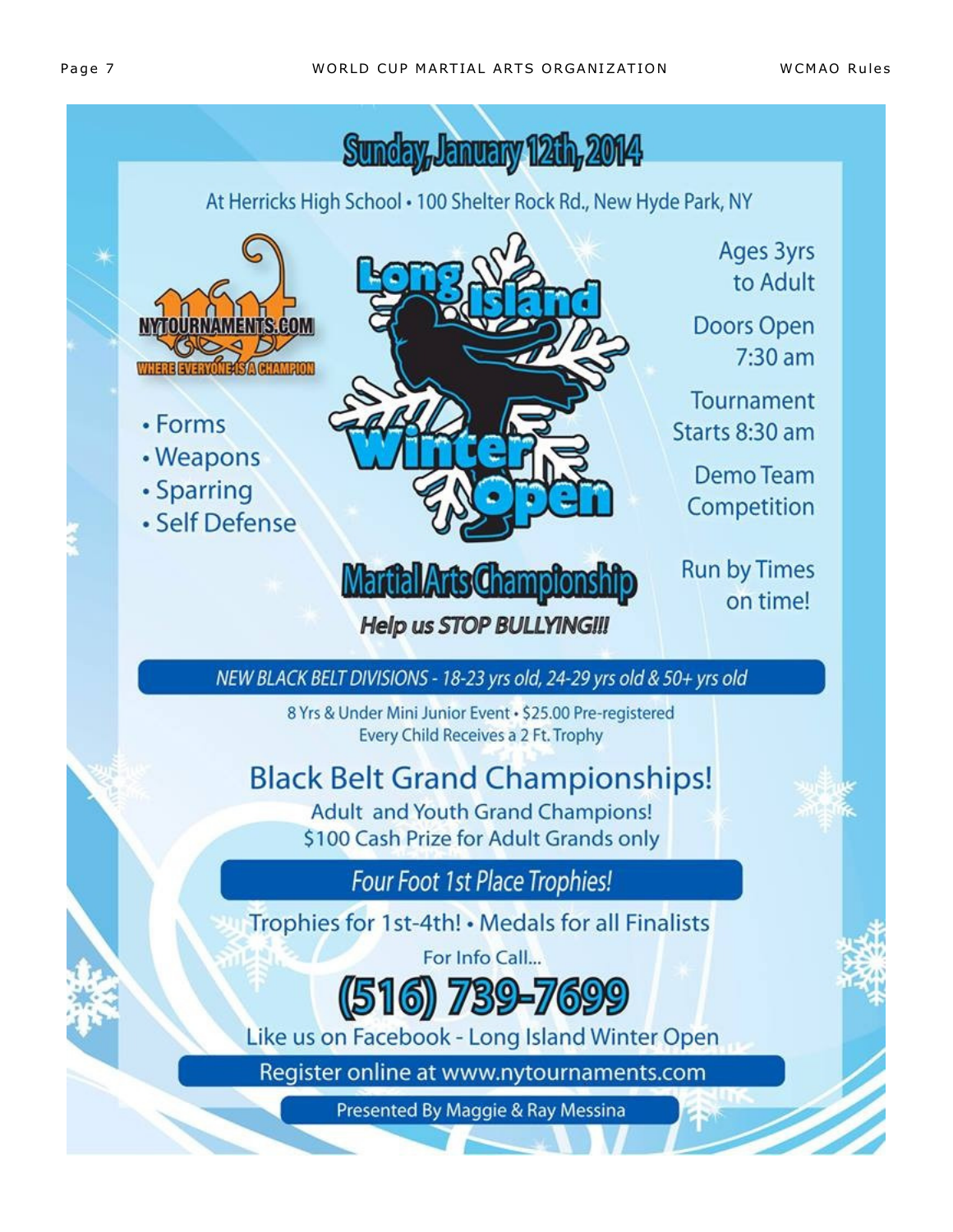# Sunday, January 12th, 2014

At Herricks High School • 100 Shelter Rock Rd., New Hyde Park, NY

NYTOURNAMENTS.COM
WHERE EVERYONE IS A CHAMPION

- Forms
- Weapons
- Sparring
- Self Defense

## Long Island Winter Open

## Martial Arts Championship

***Help us STOP BULLYING!!!***

Ages 3yrs to Adult

Doors Open 7:30 am

Tournament Starts 8:30 am

Demo Team Competition

Run by Times on time!

*NEW BLACK BELT DIVISIONS - 18-23 yrs old, 24-29 yrs old & 50+ yrs old*

8 Yrs & Under Mini Junior Event • $25.00 Pre-registered
Every Child Receives a 2 Ft. Trophy

## Black Belt Grand Championships!

Adult and Youth Grand Champions!
$100 Cash Prize for Adult Grands only

*Four Foot 1st Place Trophies!*

Trophies for 1st-4th! • Medals for all Finalists

For Info Call...

**(516) 739-7699**

Like us on Facebook - Long Island Winter Open

Register online at www.nytournaments.com

Presented By Maggie & Ray Messina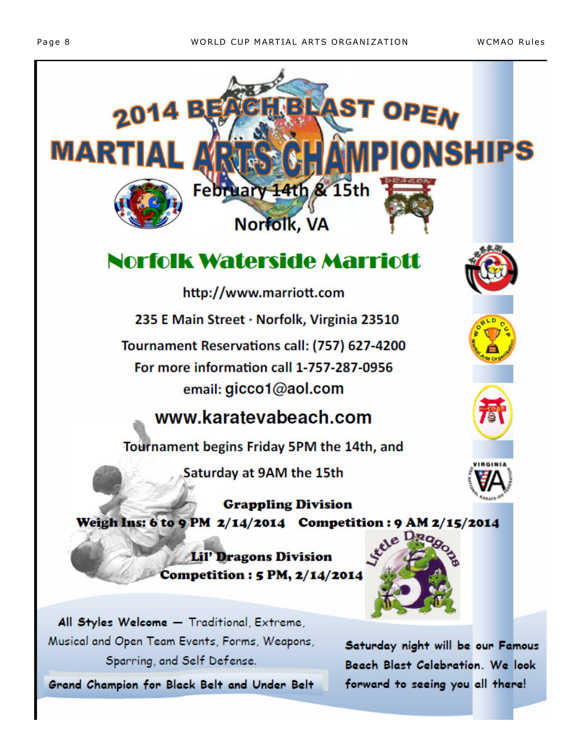# 2014 BEACH BLAST OPEN MARTIAL ARTS CHAMPIONSHIPS

February 14th & 15th

Norfolk, VA

## Norfolk Waterside Marriott

http://www.marriott.com

235 E Main Street · Norfolk, Virginia 23510

Tournament Reservations call: (757) 627-4200

For more information call 1-757-287-0956

email: gicco1@aol.com

## www.karatevabeach.com

Tournament begins Friday 5PM the 14th, and

Saturday at 9AM the 15th

**Grappling Division**

**Weigh Ins: 6 to 9 PM 2/14/2014 Competition : 9 AM 2/15/2014**

**Lil' Dragons Division**

**Competition : 5 PM, 2/14/2014**

**All Styles Welcome** — Traditional, Extreme, Musical and Open Team Events, Forms, Weapons, Sparring, and Self Defense.

**Grand Champion for Black Belt and Under Belt**

**Saturday night will be our Famous Beach Blast Celebration. We look forward to seeing you all there!**